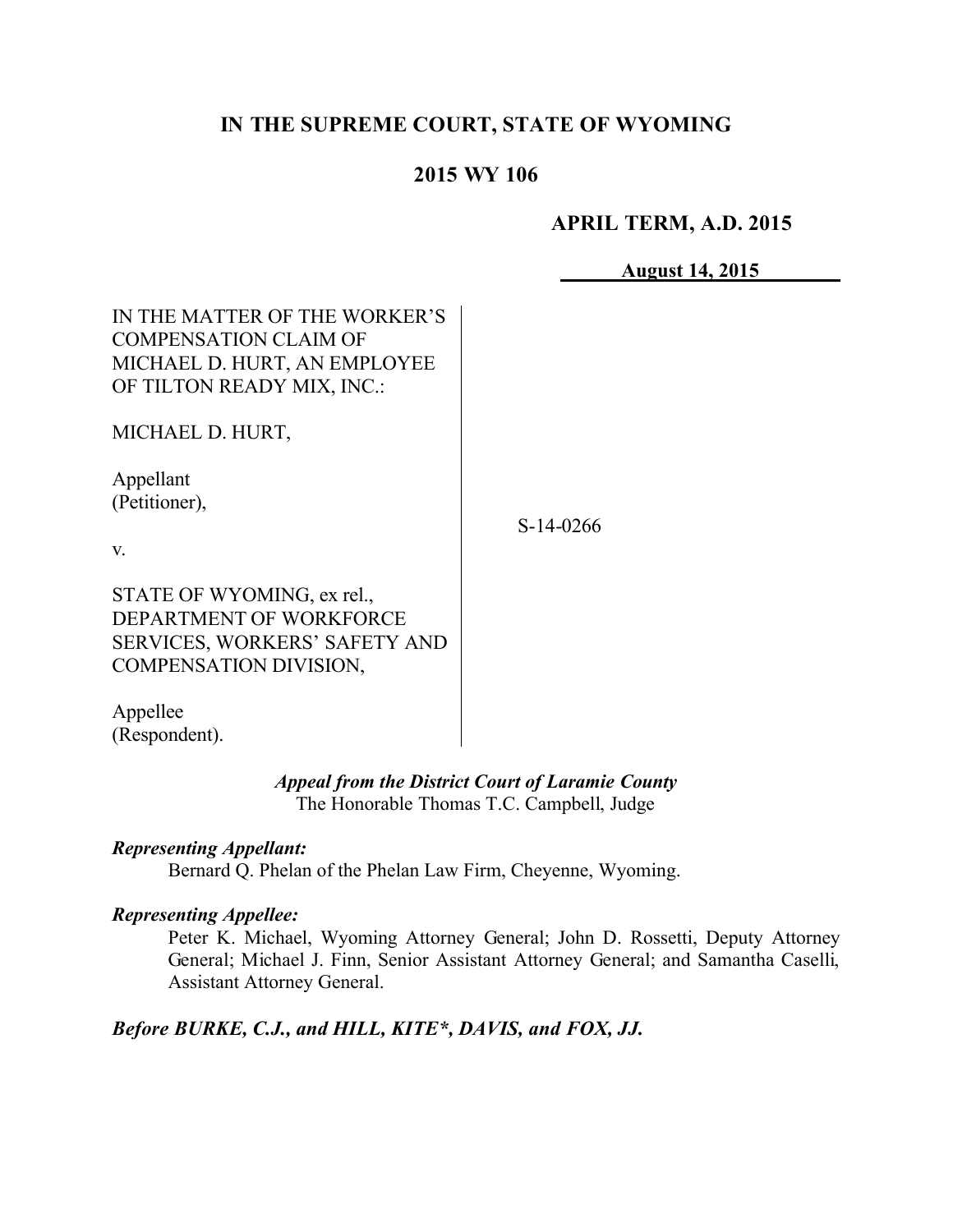# IN THE SUPREME COURT, STATE OF WYOMING

## 2015 WY 106

**APRIL TERM, A.D. 2015**

**August 14, 2015**

IN THE MATTER OF THE WORKER'S COMPENSATION CLAIM OF MICHAEL D. HURT, AN EMPLOYEE OF TILTON READY MIX, INC.:

MICHAEL D. HURT,

Appellant
(Petitioner),

v.

STATE OF WYOMING, ex rel., DEPARTMENT OF WORKFORCE SERVICES, WORKERS' SAFETY AND COMPENSATION DIVISION,

Appellee
(Respondent).

S-14-0266

***Appeal from the District Court of Laramie County***
The Honorable Thomas T.C. Campbell, Judge

***Representing Appellant:***
Bernard Q. Phelan of the Phelan Law Firm, Cheyenne, Wyoming.

***Representing Appellee:***
Peter K. Michael, Wyoming Attorney General; John D. Rossetti, Deputy Attorney General; Michael J. Finn, Senior Assistant Attorney General; and Samantha Caselli, Assistant Attorney General.

***Before BURKE, C.J., and HILL, KITE\*, DAVIS, and FOX, JJ.***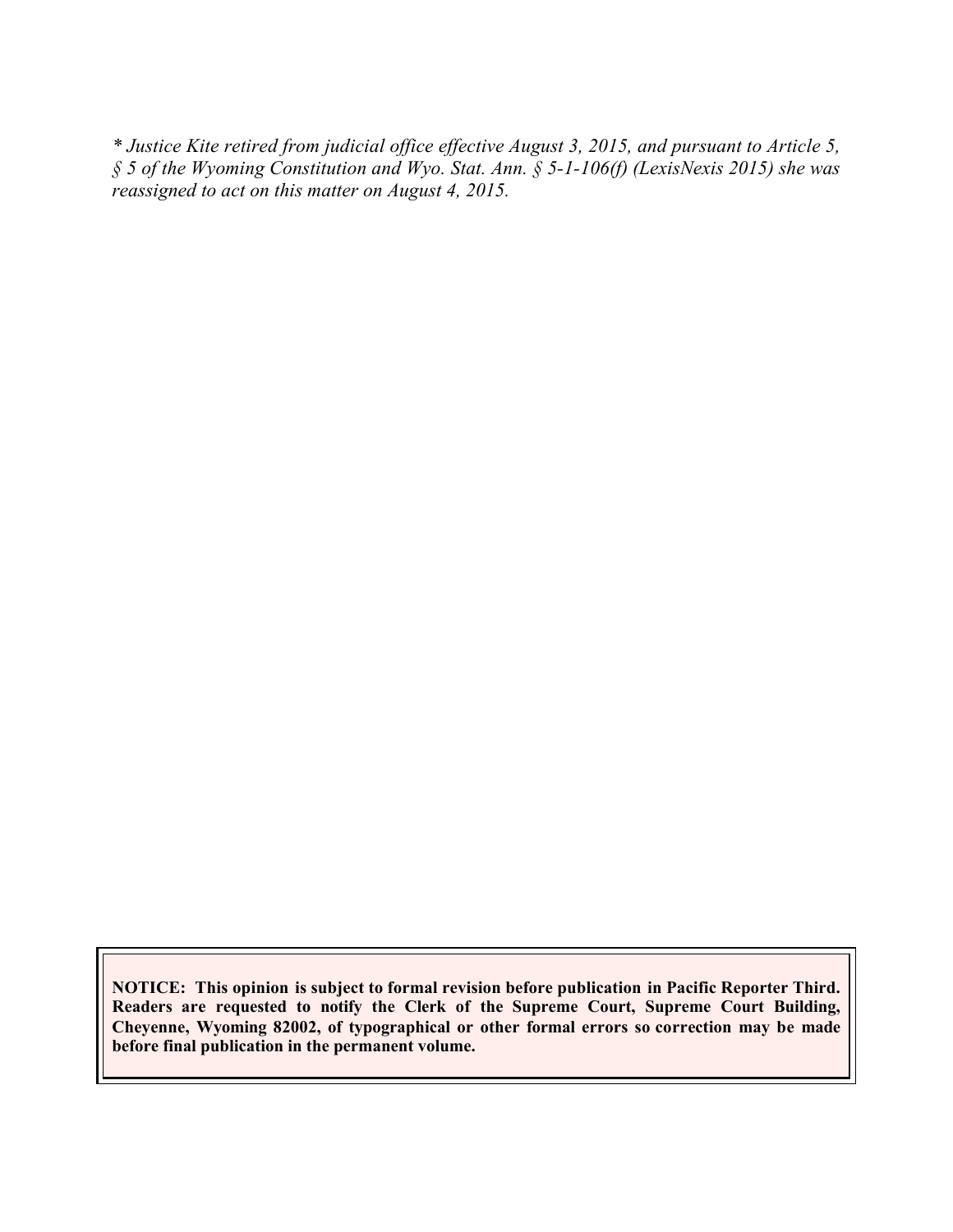*\* Justice Kite retired from judicial office effective August 3, 2015, and pursuant to Article 5, § 5 of the Wyoming Constitution and Wyo. Stat. Ann. § 5-1-106(f) (LexisNexis 2015) she was reassigned to act on this matter on August 4, 2015.*

**NOTICE: This opinion is subject to formal revision before publication in Pacific Reporter Third. Readers are requested to notify the Clerk of the Supreme Court, Supreme Court Building, Cheyenne, Wyoming 82002, of typographical or other formal errors so correction may be made before final publication in the permanent volume.**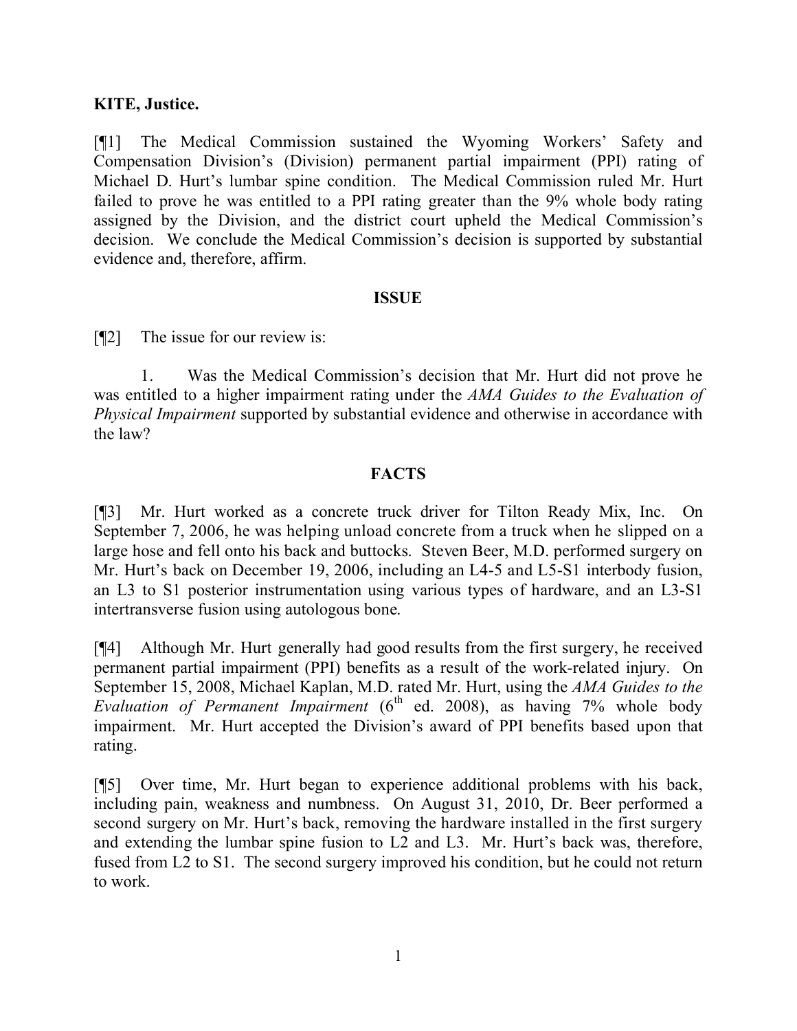**KITE, Justice.**

[¶1] The Medical Commission sustained the Wyoming Workers' Safety and Compensation Division's (Division) permanent partial impairment (PPI) rating of Michael D. Hurt's lumbar spine condition. The Medical Commission ruled Mr. Hurt failed to prove he was entitled to a PPI rating greater than the 9% whole body rating assigned by the Division, and the district court upheld the Medical Commission's decision. We conclude the Medical Commission's decision is supported by substantial evidence and, therefore, affirm.

## ISSUE

[¶2] The issue for our review is:

1. Was the Medical Commission's decision that Mr. Hurt did not prove he was entitled to a higher impairment rating under the *AMA Guides to the Evaluation of Physical Impairment* supported by substantial evidence and otherwise in accordance with the law?

## FACTS

[¶3] Mr. Hurt worked as a concrete truck driver for Tilton Ready Mix, Inc. On September 7, 2006, he was helping unload concrete from a truck when he slipped on a large hose and fell onto his back and buttocks. Steven Beer, M.D. performed surgery on Mr. Hurt's back on December 19, 2006, including an L4-5 and L5-S1 interbody fusion, an L3 to S1 posterior instrumentation using various types of hardware, and an L3-S1 intertransverse fusion using autologous bone.

[¶4] Although Mr. Hurt generally had good results from the first surgery, he received permanent partial impairment (PPI) benefits as a result of the work-related injury. On September 15, 2008, Michael Kaplan, M.D. rated Mr. Hurt, using the *AMA Guides to the Evaluation of Permanent Impairment* (6th ed. 2008), as having 7% whole body impairment. Mr. Hurt accepted the Division's award of PPI benefits based upon that rating.

[¶5] Over time, Mr. Hurt began to experience additional problems with his back, including pain, weakness and numbness. On August 31, 2010, Dr. Beer performed a second surgery on Mr. Hurt's back, removing the hardware installed in the first surgery and extending the lumbar spine fusion to L2 and L3. Mr. Hurt's back was, therefore, fused from L2 to S1. The second surgery improved his condition, but he could not return to work.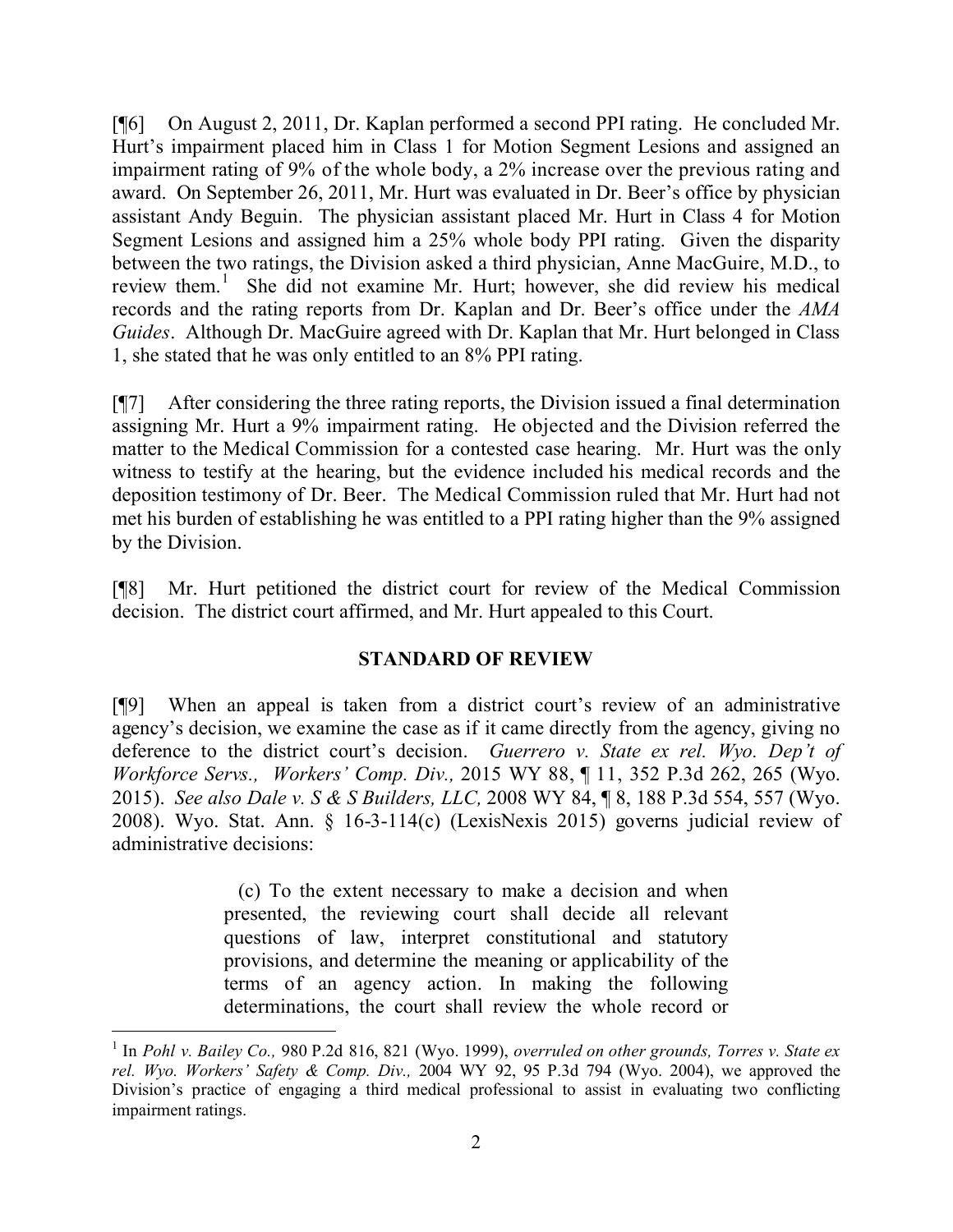[¶6] On August 2, 2011, Dr. Kaplan performed a second PPI rating. He concluded Mr. Hurt's impairment placed him in Class 1 for Motion Segment Lesions and assigned an impairment rating of 9% of the whole body, a 2% increase over the previous rating and award. On September 26, 2011, Mr. Hurt was evaluated in Dr. Beer's office by physician assistant Andy Beguin. The physician assistant placed Mr. Hurt in Class 4 for Motion Segment Lesions and assigned him a 25% whole body PPI rating. Given the disparity between the two ratings, the Division asked a third physician, Anne MacGuire, M.D., to review them.[1] She did not examine Mr. Hurt; however, she did review his medical records and the rating reports from Dr. Kaplan and Dr. Beer's office under the *AMA Guides*. Although Dr. MacGuire agreed with Dr. Kaplan that Mr. Hurt belonged in Class 1, she stated that he was only entitled to an 8% PPI rating.

[¶7] After considering the three rating reports, the Division issued a final determination assigning Mr. Hurt a 9% impairment rating. He objected and the Division referred the matter to the Medical Commission for a contested case hearing. Mr. Hurt was the only witness to testify at the hearing, but the evidence included his medical records and the deposition testimony of Dr. Beer. The Medical Commission ruled that Mr. Hurt had not met his burden of establishing he was entitled to a PPI rating higher than the 9% assigned by the Division.

[¶8] Mr. Hurt petitioned the district court for review of the Medical Commission decision. The district court affirmed, and Mr. Hurt appealed to this Court.

## STANDARD OF REVIEW

[¶9] When an appeal is taken from a district court's review of an administrative agency's decision, we examine the case as if it came directly from the agency, giving no deference to the district court's decision. *Guerrero v. State ex rel. Wyo. Dep't of Workforce Servs., Workers' Comp. Div.,* 2015 WY 88, ¶ 11, 352 P.3d 262, 265 (Wyo. 2015). *See also Dale v. S & S Builders, LLC,* 2008 WY 84, ¶ 8, 188 P.3d 554, 557 (Wyo. 2008). Wyo. Stat. Ann. § 16-3-114(c) (LexisNexis 2015) governs judicial review of administrative decisions:

> (c) To the extent necessary to make a decision and when presented, the reviewing court shall decide all relevant questions of law, interpret constitutional and statutory provisions, and determine the meaning or applicability of the terms of an agency action. In making the following determinations, the court shall review the whole record or

---

[1] In *Pohl v. Bailey Co.,* 980 P.2d 816, 821 (Wyo. 1999), *overruled on other grounds, Torres v. State ex rel. Wyo. Workers' Safety & Comp. Div.,* 2004 WY 92, 95 P.3d 794 (Wyo. 2004), we approved the Division's practice of engaging a third medical professional to assist in evaluating two conflicting impairment ratings.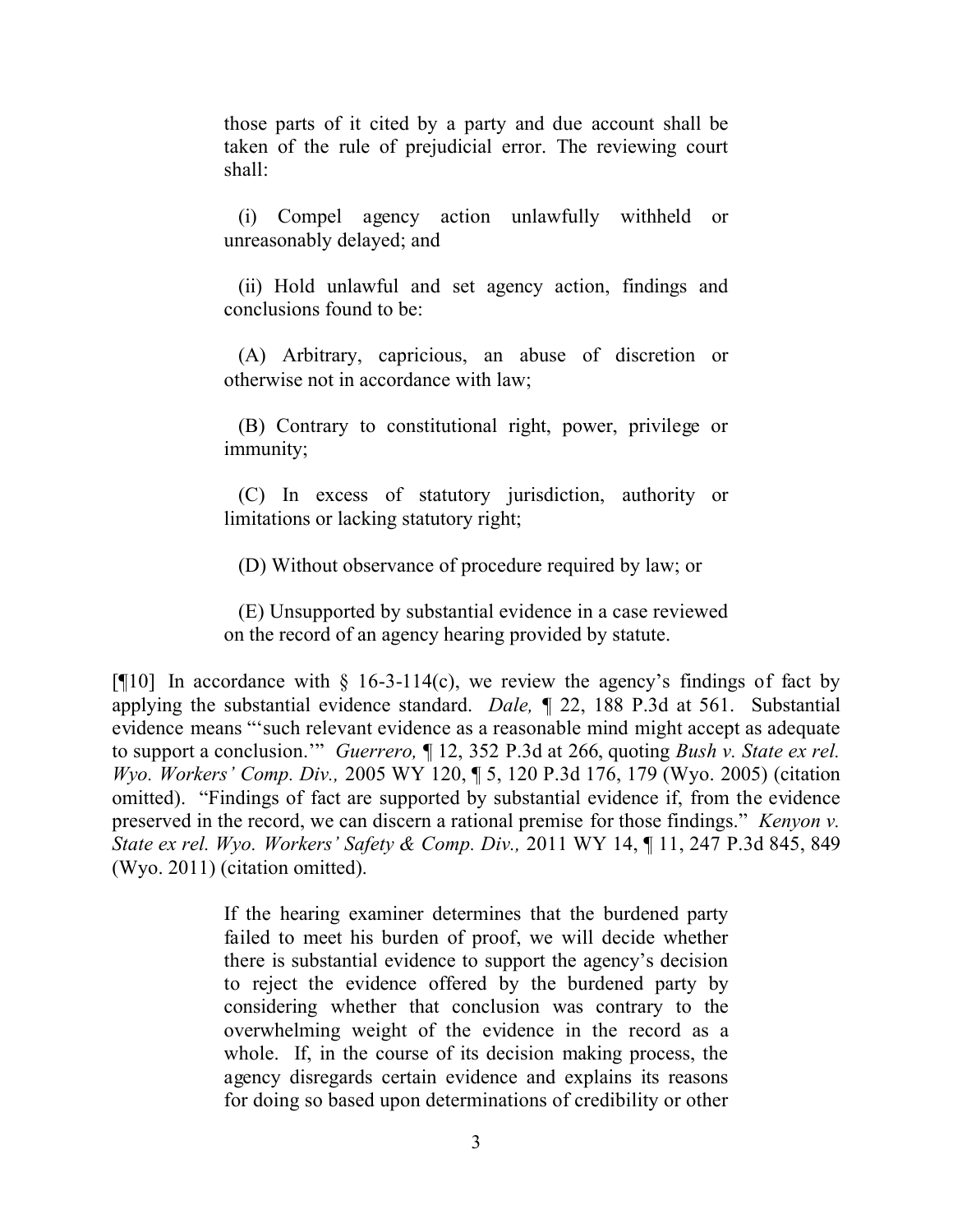> those parts of it cited by a party and due account shall be taken of the rule of prejudicial error. The reviewing court shall:
>
> (i) Compel agency action unlawfully withheld or unreasonably delayed; and
>
> (ii) Hold unlawful and set agency action, findings and conclusions found to be:
>
> (A) Arbitrary, capricious, an abuse of discretion or otherwise not in accordance with law;
>
> (B) Contrary to constitutional right, power, privilege or immunity;
>
> (C) In excess of statutory jurisdiction, authority or limitations or lacking statutory right;
>
> (D) Without observance of procedure required by law; or
>
> (E) Unsupported by substantial evidence in a case reviewed on the record of an agency hearing provided by statute.

[¶10] In accordance with § 16-3-114(c), we review the agency's findings of fact by applying the substantial evidence standard. *Dale,* ¶ 22, 188 P.3d at 561. Substantial evidence means "'such relevant evidence as a reasonable mind might accept as adequate to support a conclusion.'" *Guerrero,* ¶ 12, 352 P.3d at 266, quoting *Bush v. State ex rel. Wyo. Workers' Comp. Div.,* 2005 WY 120, ¶ 5, 120 P.3d 176, 179 (Wyo. 2005) (citation omitted). "Findings of fact are supported by substantial evidence if, from the evidence preserved in the record, we can discern a rational premise for those findings." *Kenyon v. State ex rel. Wyo. Workers' Safety & Comp. Div.,* 2011 WY 14, ¶ 11, 247 P.3d 845, 849 (Wyo. 2011) (citation omitted).

> If the hearing examiner determines that the burdened party failed to meet his burden of proof, we will decide whether there is substantial evidence to support the agency's decision to reject the evidence offered by the burdened party by considering whether that conclusion was contrary to the overwhelming weight of the evidence in the record as a whole. If, in the course of its decision making process, the agency disregards certain evidence and explains its reasons for doing so based upon determinations of credibility or other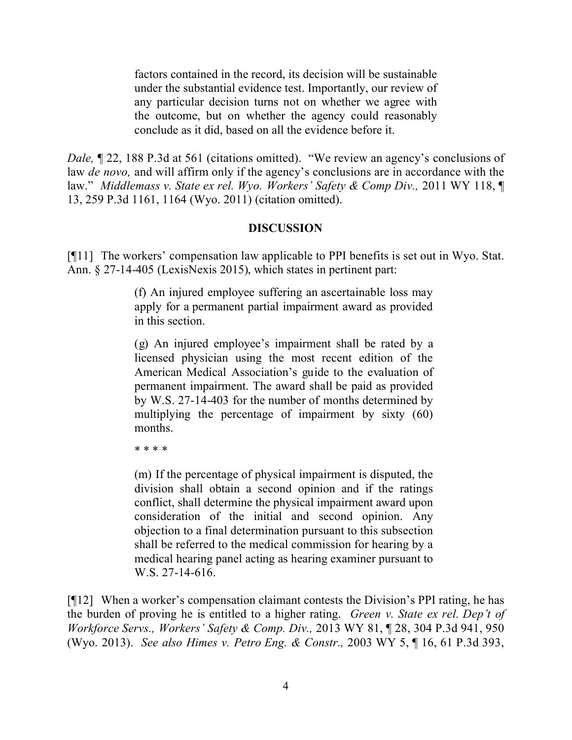> factors contained in the record, its decision will be sustainable under the substantial evidence test. Importantly, our review of any particular decision turns not on whether we agree with the outcome, but on whether the agency could reasonably conclude as it did, based on all the evidence before it.

*Dale,* ¶ 22, 188 P.3d at 561 (citations omitted). "We review an agency's conclusions of law *de novo,* and will affirm only if the agency's conclusions are in accordance with the law." *Middlemass v. State ex rel. Wyo. Workers' Safety & Comp Div.,* 2011 WY 118, ¶ 13, 259 P.3d 1161, 1164 (Wyo. 2011) (citation omitted).

## DISCUSSION

[¶11] The workers' compensation law applicable to PPI benefits is set out in Wyo. Stat. Ann. § 27-14-405 (LexisNexis 2015), which states in pertinent part:

> (f) An injured employee suffering an ascertainable loss may apply for a permanent partial impairment award as provided in this section.
>
> (g) An injured employee's impairment shall be rated by a licensed physician using the most recent edition of the American Medical Association's guide to the evaluation of permanent impairment. The award shall be paid as provided by W.S. 27-14-403 for the number of months determined by multiplying the percentage of impairment by sixty (60) months.
>
> \* \* \* \*
>
> (m) If the percentage of physical impairment is disputed, the division shall obtain a second opinion and if the ratings conflict, shall determine the physical impairment award upon consideration of the initial and second opinion. Any objection to a final determination pursuant to this subsection shall be referred to the medical commission for hearing by a medical hearing panel acting as hearing examiner pursuant to W.S. 27-14-616.

[¶12] When a worker's compensation claimant contests the Division's PPI rating, he has the burden of proving he is entitled to a higher rating. *Green v. State ex rel. Dep't of Workforce Servs., Workers' Safety & Comp. Div.,* 2013 WY 81, ¶ 28, 304 P.3d 941, 950 (Wyo. 2013). *See also Himes v. Petro Eng. & Constr.,* 2003 WY 5, ¶ 16, 61 P.3d 393,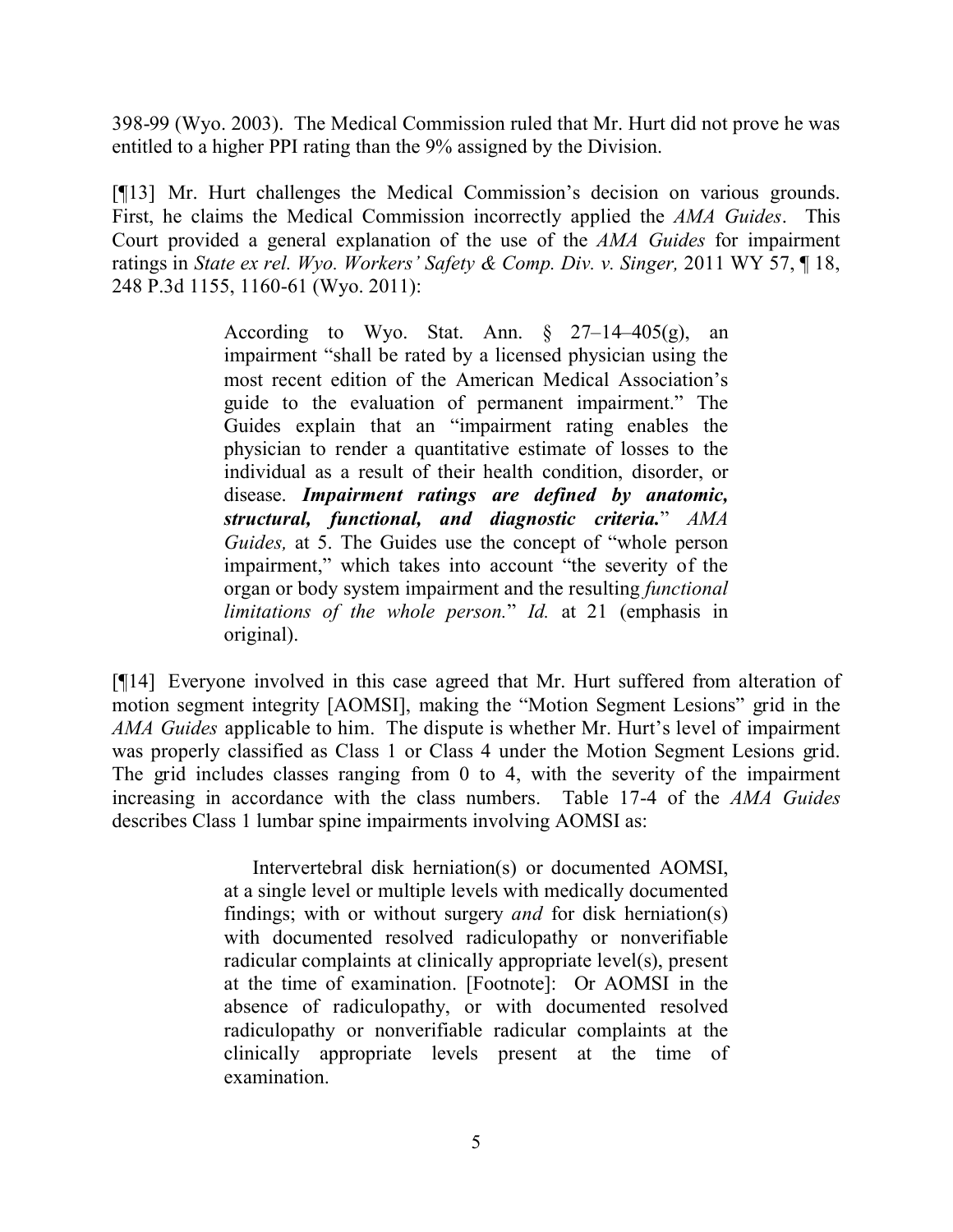398-99 (Wyo. 2003). The Medical Commission ruled that Mr. Hurt did not prove he was entitled to a higher PPI rating than the 9% assigned by the Division.

[¶13] Mr. Hurt challenges the Medical Commission's decision on various grounds. First, he claims the Medical Commission incorrectly applied the *AMA Guides*. This Court provided a general explanation of the use of the *AMA Guides* for impairment ratings in *State ex rel. Wyo. Workers' Safety & Comp. Div. v. Singer,* 2011 WY 57, ¶ 18, 248 P.3d 1155, 1160-61 (Wyo. 2011):

> According to Wyo. Stat. Ann. § 27–14–405(g), an impairment "shall be rated by a licensed physician using the most recent edition of the American Medical Association's guide to the evaluation of permanent impairment." The Guides explain that an "impairment rating enables the physician to render a quantitative estimate of losses to the individual as a result of their health condition, disorder, or disease. ***Impairment ratings are defined by anatomic, structural, functional, and diagnostic criteria.***" *AMA Guides,* at 5. The Guides use the concept of "whole person impairment," which takes into account "the severity of the organ or body system impairment and the resulting *functional limitations of the whole person.*" *Id.* at 21 (emphasis in original).

[¶14] Everyone involved in this case agreed that Mr. Hurt suffered from alteration of motion segment integrity [AOMSI], making the "Motion Segment Lesions" grid in the *AMA Guides* applicable to him. The dispute is whether Mr. Hurt's level of impairment was properly classified as Class 1 or Class 4 under the Motion Segment Lesions grid. The grid includes classes ranging from 0 to 4, with the severity of the impairment increasing in accordance with the class numbers. Table 17-4 of the *AMA Guides* describes Class 1 lumbar spine impairments involving AOMSI as:

> Intervertebral disk herniation(s) or documented AOMSI, at a single level or multiple levels with medically documented findings; with or without surgery *and* for disk herniation(s) with documented resolved radiculopathy or nonverifiable radicular complaints at clinically appropriate level(s), present at the time of examination. [Footnote]: Or AOMSI in the absence of radiculopathy, or with documented resolved radiculopathy or nonverifiable radicular complaints at the clinically appropriate levels present at the time of examination.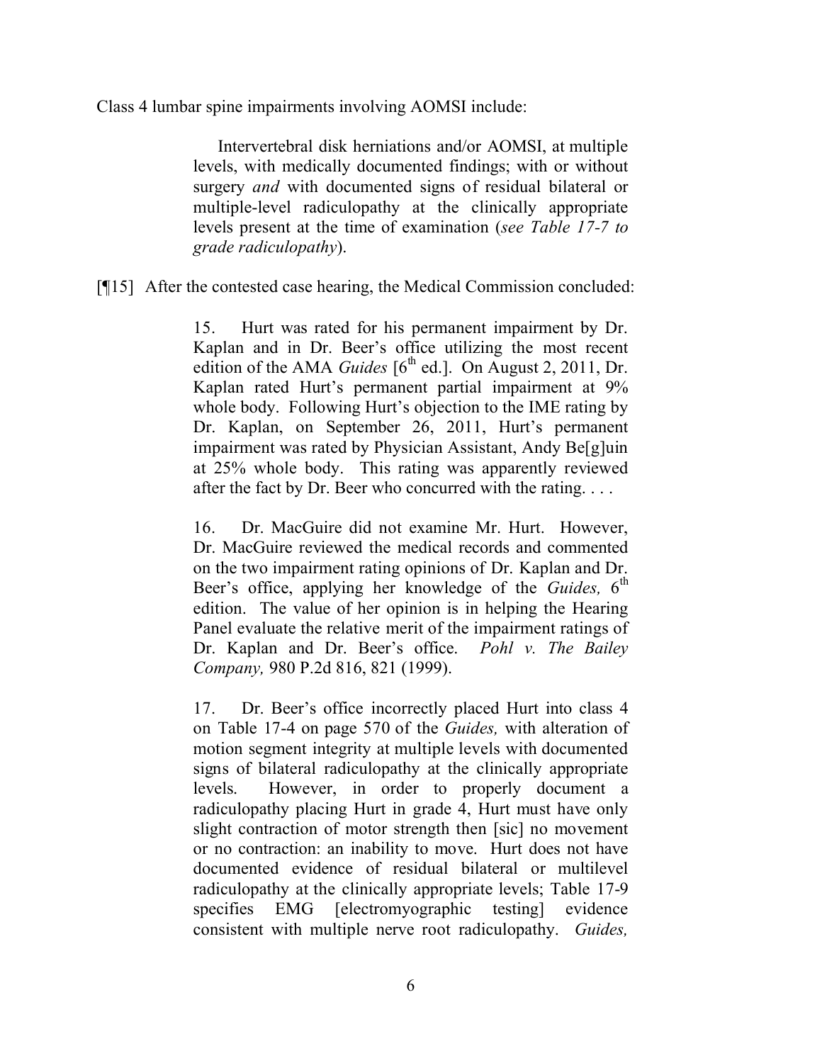Class 4 lumbar spine impairments involving AOMSI include:

> Intervertebral disk herniations and/or AOMSI, at multiple levels, with medically documented findings; with or without surgery *and* with documented signs of residual bilateral or multiple-level radiculopathy at the clinically appropriate levels present at the time of examination (*see Table 17-7 to grade radiculopathy*).

[¶15] After the contested case hearing, the Medical Commission concluded:

> 15. Hurt was rated for his permanent impairment by Dr. Kaplan and in Dr. Beer's office utilizing the most recent edition of the AMA *Guides* [6th ed.]. On August 2, 2011, Dr. Kaplan rated Hurt's permanent partial impairment at 9% whole body. Following Hurt's objection to the IME rating by Dr. Kaplan, on September 26, 2011, Hurt's permanent impairment was rated by Physician Assistant, Andy Be[g]uin at 25% whole body. This rating was apparently reviewed after the fact by Dr. Beer who concurred with the rating. . . .
>
> 16. Dr. MacGuire did not examine Mr. Hurt. However, Dr. MacGuire reviewed the medical records and commented on the two impairment rating opinions of Dr. Kaplan and Dr. Beer's office, applying her knowledge of the *Guides,* 6th edition. The value of her opinion is in helping the Hearing Panel evaluate the relative merit of the impairment ratings of Dr. Kaplan and Dr. Beer's office. *Pohl v. The Bailey Company,* 980 P.2d 816, 821 (1999).
>
> 17. Dr. Beer's office incorrectly placed Hurt into class 4 on Table 17-4 on page 570 of the *Guides,* with alteration of motion segment integrity at multiple levels with documented signs of bilateral radiculopathy at the clinically appropriate levels. However, in order to properly document a radiculopathy placing Hurt in grade 4, Hurt must have only slight contraction of motor strength then [sic] no movement or no contraction: an inability to move. Hurt does not have documented evidence of residual bilateral or multilevel radiculopathy at the clinically appropriate levels; Table 17-9 specifies EMG [electromyographic testing] evidence consistent with multiple nerve root radiculopathy. *Guides,*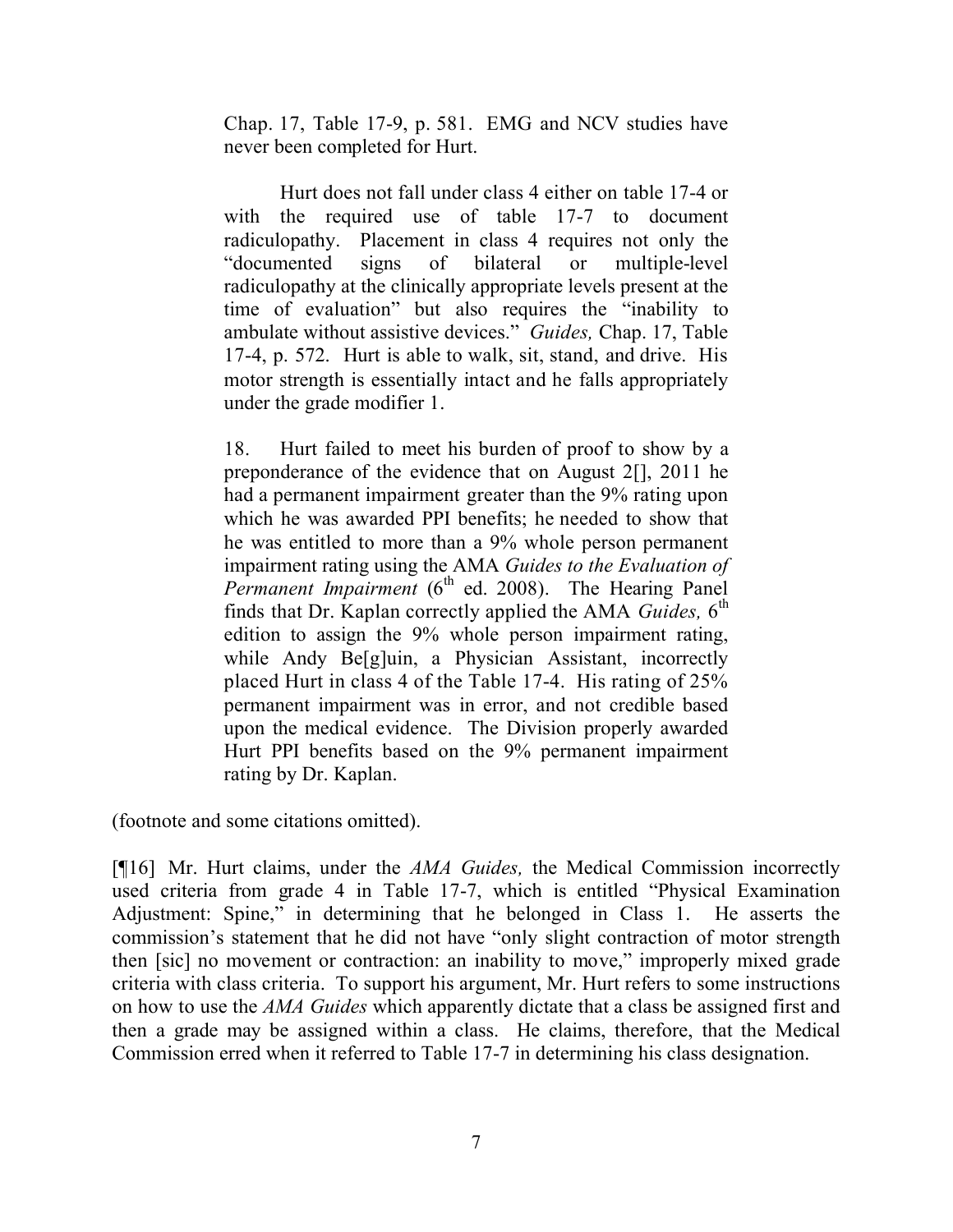> Chap. 17, Table 17-9, p. 581. EMG and NCV studies have never been completed for Hurt.
>
> Hurt does not fall under class 4 either on table 17-4 or with the required use of table 17-7 to document radiculopathy. Placement in class 4 requires not only the "documented signs of bilateral or multiple-level radiculopathy at the clinically appropriate levels present at the time of evaluation" but also requires the "inability to ambulate without assistive devices." *Guides,* Chap. 17, Table 17-4, p. 572. Hurt is able to walk, sit, stand, and drive. His motor strength is essentially intact and he falls appropriately under the grade modifier 1.
>
> 18. Hurt failed to meet his burden of proof to show by a preponderance of the evidence that on August 2[], 2011 he had a permanent impairment greater than the 9% rating upon which he was awarded PPI benefits; he needed to show that he was entitled to more than a 9% whole person permanent impairment rating using the AMA *Guides to the Evaluation of Permanent Impairment* (6th ed. 2008). The Hearing Panel finds that Dr. Kaplan correctly applied the AMA *Guides,* 6th edition to assign the 9% whole person impairment rating, while Andy Be[g]uin, a Physician Assistant, incorrectly placed Hurt in class 4 of the Table 17-4. His rating of 25% permanent impairment was in error, and not credible based upon the medical evidence. The Division properly awarded Hurt PPI benefits based on the 9% permanent impairment rating by Dr. Kaplan.

(footnote and some citations omitted).

[¶16] Mr. Hurt claims, under the *AMA Guides,* the Medical Commission incorrectly used criteria from grade 4 in Table 17-7, which is entitled "Physical Examination Adjustment: Spine," in determining that he belonged in Class 1. He asserts the commission's statement that he did not have "only slight contraction of motor strength then [sic] no movement or contraction: an inability to move," improperly mixed grade criteria with class criteria. To support his argument, Mr. Hurt refers to some instructions on how to use the *AMA Guides* which apparently dictate that a class be assigned first and then a grade may be assigned within a class. He claims, therefore, that the Medical Commission erred when it referred to Table 17-7 in determining his class designation.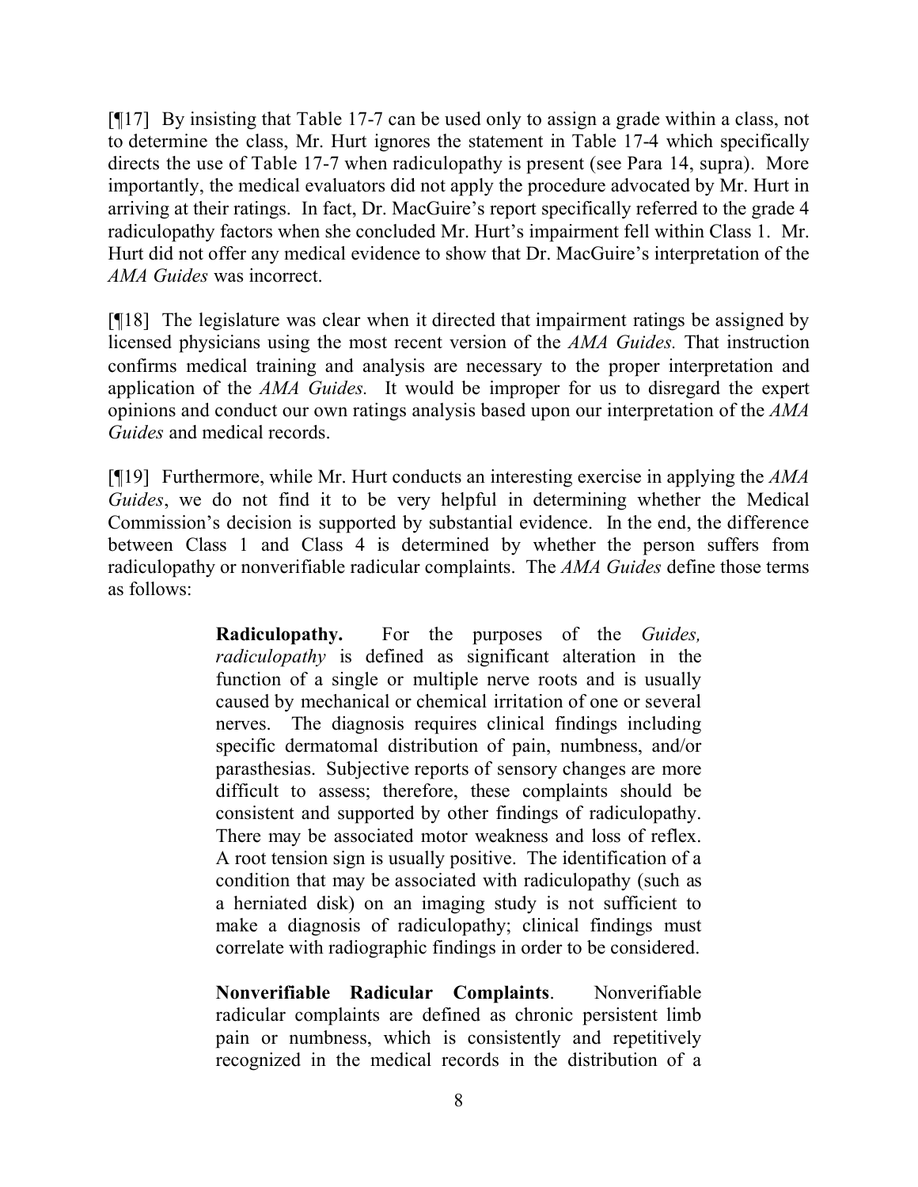[¶17] By insisting that Table 17-7 can be used only to assign a grade within a class, not to determine the class, Mr. Hurt ignores the statement in Table 17-4 which specifically directs the use of Table 17-7 when radiculopathy is present (see Para 14, supra). More importantly, the medical evaluators did not apply the procedure advocated by Mr. Hurt in arriving at their ratings. In fact, Dr. MacGuire's report specifically referred to the grade 4 radiculopathy factors when she concluded Mr. Hurt's impairment fell within Class 1. Mr. Hurt did not offer any medical evidence to show that Dr. MacGuire's interpretation of the *AMA Guides* was incorrect.

[¶18] The legislature was clear when it directed that impairment ratings be assigned by licensed physicians using the most recent version of the *AMA Guides.* That instruction confirms medical training and analysis are necessary to the proper interpretation and application of the *AMA Guides.* It would be improper for us to disregard the expert opinions and conduct our own ratings analysis based upon our interpretation of the *AMA Guides* and medical records.

[¶19] Furthermore, while Mr. Hurt conducts an interesting exercise in applying the *AMA Guides*, we do not find it to be very helpful in determining whether the Medical Commission's decision is supported by substantial evidence. In the end, the difference between Class 1 and Class 4 is determined by whether the person suffers from radiculopathy or nonverifiable radicular complaints. The *AMA Guides* define those terms as follows:

> **Radiculopathy.** For the purposes of the *Guides, radiculopathy* is defined as significant alteration in the function of a single or multiple nerve roots and is usually caused by mechanical or chemical irritation of one or several nerves. The diagnosis requires clinical findings including specific dermatomal distribution of pain, numbness, and/or parasthesias. Subjective reports of sensory changes are more difficult to assess; therefore, these complaints should be consistent and supported by other findings of radiculopathy. There may be associated motor weakness and loss of reflex. A root tension sign is usually positive. The identification of a condition that may be associated with radiculopathy (such as a herniated disk) on an imaging study is not sufficient to make a diagnosis of radiculopathy; clinical findings must correlate with radiographic findings in order to be considered.
>
> **Nonverifiable Radicular Complaints**. Nonverifiable radicular complaints are defined as chronic persistent limb pain or numbness, which is consistently and repetitively recognized in the medical records in the distribution of a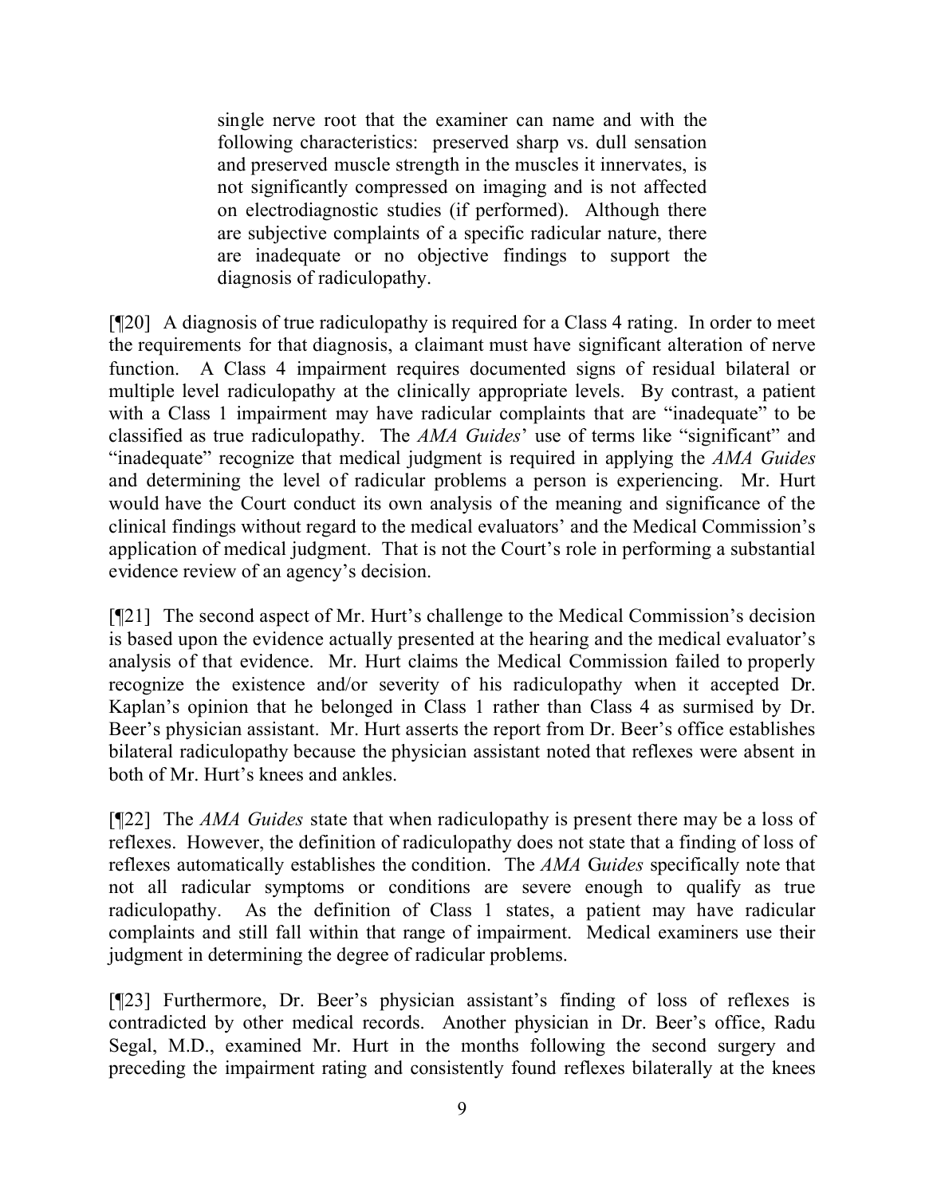> single nerve root that the examiner can name and with the following characteristics: preserved sharp vs. dull sensation and preserved muscle strength in the muscles it innervates, is not significantly compressed on imaging and is not affected on electrodiagnostic studies (if performed). Although there are subjective complaints of a specific radicular nature, there are inadequate or no objective findings to support the diagnosis of radiculopathy.

[¶20] A diagnosis of true radiculopathy is required for a Class 4 rating. In order to meet the requirements for that diagnosis, a claimant must have significant alteration of nerve function. A Class 4 impairment requires documented signs of residual bilateral or multiple level radiculopathy at the clinically appropriate levels. By contrast, a patient with a Class 1 impairment may have radicular complaints that are "inadequate" to be classified as true radiculopathy. The *AMA Guides*' use of terms like "significant" and "inadequate" recognize that medical judgment is required in applying the *AMA Guides* and determining the level of radicular problems a person is experiencing. Mr. Hurt would have the Court conduct its own analysis of the meaning and significance of the clinical findings without regard to the medical evaluators' and the Medical Commission's application of medical judgment. That is not the Court's role in performing a substantial evidence review of an agency's decision.

[¶21] The second aspect of Mr. Hurt's challenge to the Medical Commission's decision is based upon the evidence actually presented at the hearing and the medical evaluator's analysis of that evidence. Mr. Hurt claims the Medical Commission failed to properly recognize the existence and/or severity of his radiculopathy when it accepted Dr. Kaplan's opinion that he belonged in Class 1 rather than Class 4 as surmised by Dr. Beer's physician assistant. Mr. Hurt asserts the report from Dr. Beer's office establishes bilateral radiculopathy because the physician assistant noted that reflexes were absent in both of Mr. Hurt's knees and ankles.

[¶22] The *AMA Guides* state that when radiculopathy is present there may be a loss of reflexes. However, the definition of radiculopathy does not state that a finding of loss of reflexes automatically establishes the condition. The *AMA Guides* specifically note that not all radicular symptoms or conditions are severe enough to qualify as true radiculopathy. As the definition of Class 1 states, a patient may have radicular complaints and still fall within that range of impairment. Medical examiners use their judgment in determining the degree of radicular problems.

[¶23] Furthermore, Dr. Beer's physician assistant's finding of loss of reflexes is contradicted by other medical records. Another physician in Dr. Beer's office, Radu Segal, M.D., examined Mr. Hurt in the months following the second surgery and preceding the impairment rating and consistently found reflexes bilaterally at the knees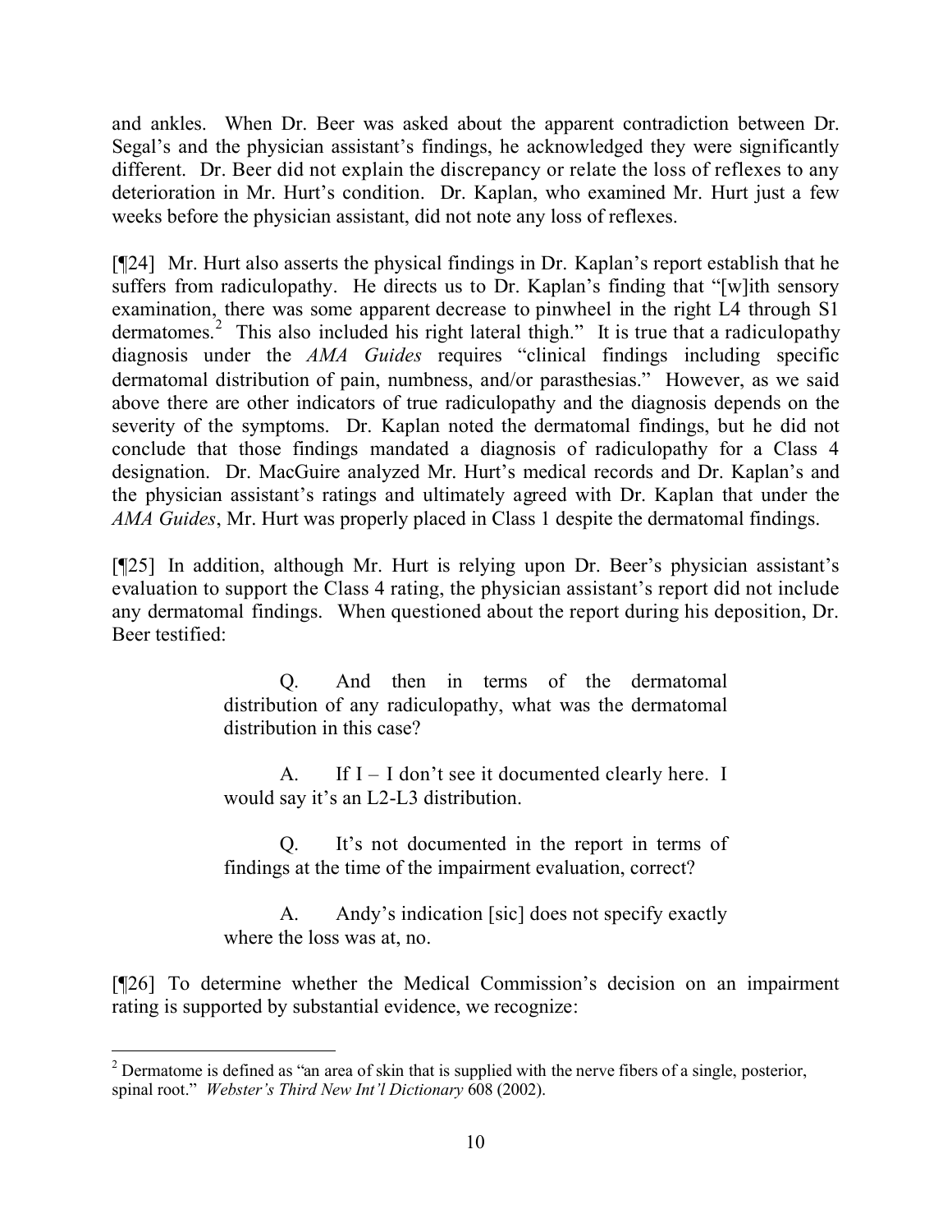and ankles. When Dr. Beer was asked about the apparent contradiction between Dr. Segal's and the physician assistant's findings, he acknowledged they were significantly different. Dr. Beer did not explain the discrepancy or relate the loss of reflexes to any deterioration in Mr. Hurt's condition. Dr. Kaplan, who examined Mr. Hurt just a few weeks before the physician assistant, did not note any loss of reflexes.

[¶24] Mr. Hurt also asserts the physical findings in Dr. Kaplan's report establish that he suffers from radiculopathy. He directs us to Dr. Kaplan's finding that "[w]ith sensory examination, there was some apparent decrease to pinwheel in the right L4 through S1 dermatomes.[2] This also included his right lateral thigh." It is true that a radiculopathy diagnosis under the *AMA Guides* requires "clinical findings including specific dermatomal distribution of pain, numbness, and/or parasthesias." However, as we said above there are other indicators of true radiculopathy and the diagnosis depends on the severity of the symptoms. Dr. Kaplan noted the dermatomal findings, but he did not conclude that those findings mandated a diagnosis of radiculopathy for a Class 4 designation. Dr. MacGuire analyzed Mr. Hurt's medical records and Dr. Kaplan's and the physician assistant's ratings and ultimately agreed with Dr. Kaplan that under the *AMA Guides*, Mr. Hurt was properly placed in Class 1 despite the dermatomal findings.

[¶25] In addition, although Mr. Hurt is relying upon Dr. Beer's physician assistant's evaluation to support the Class 4 rating, the physician assistant's report did not include any dermatomal findings. When questioned about the report during his deposition, Dr. Beer testified:

> Q. And then in terms of the dermatomal distribution of any radiculopathy, what was the dermatomal distribution in this case?
>
> A. If I – I don't see it documented clearly here. I would say it's an L2-L3 distribution.
>
> Q. It's not documented in the report in terms of findings at the time of the impairment evaluation, correct?
>
> A. Andy's indication [sic] does not specify exactly where the loss was at, no.

[¶26] To determine whether the Medical Commission's decision on an impairment rating is supported by substantial evidence, we recognize:

---

[2] Dermatome is defined as "an area of skin that is supplied with the nerve fibers of a single, posterior, spinal root." *Webster's Third New Int'l Dictionary* 608 (2002).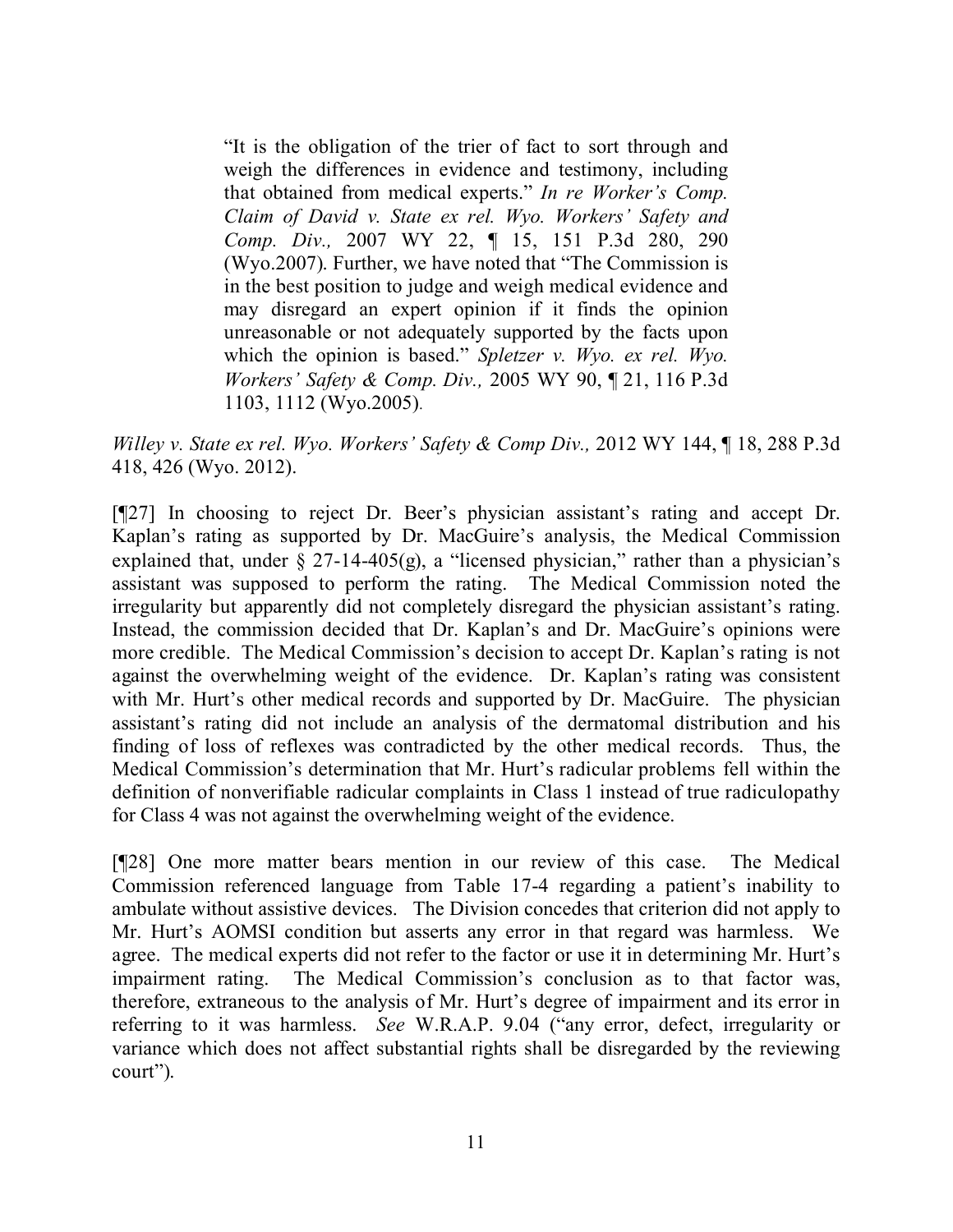> "It is the obligation of the trier of fact to sort through and weigh the differences in evidence and testimony, including that obtained from medical experts." *In re Worker's Comp. Claim of David v. State ex rel. Wyo. Workers' Safety and Comp. Div.,* 2007 WY 22, ¶ 15, 151 P.3d 280, 290 (Wyo.2007). Further, we have noted that "The Commission is in the best position to judge and weigh medical evidence and may disregard an expert opinion if it finds the opinion unreasonable or not adequately supported by the facts upon which the opinion is based." *Spletzer v. Wyo. ex rel. Wyo. Workers' Safety & Comp. Div.,* 2005 WY 90, ¶ 21, 116 P.3d 1103, 1112 (Wyo.2005).

*Willey v. State ex rel. Wyo. Workers' Safety & Comp Div.,* 2012 WY 144, ¶ 18, 288 P.3d 418, 426 (Wyo. 2012).

[¶27] In choosing to reject Dr. Beer's physician assistant's rating and accept Dr. Kaplan's rating as supported by Dr. MacGuire's analysis, the Medical Commission explained that, under § 27-14-405(g), a "licensed physician," rather than a physician's assistant was supposed to perform the rating. The Medical Commission noted the irregularity but apparently did not completely disregard the physician assistant's rating. Instead, the commission decided that Dr. Kaplan's and Dr. MacGuire's opinions were more credible. The Medical Commission's decision to accept Dr. Kaplan's rating is not against the overwhelming weight of the evidence. Dr. Kaplan's rating was consistent with Mr. Hurt's other medical records and supported by Dr. MacGuire. The physician assistant's rating did not include an analysis of the dermatomal distribution and his finding of loss of reflexes was contradicted by the other medical records. Thus, the Medical Commission's determination that Mr. Hurt's radicular problems fell within the definition of nonverifiable radicular complaints in Class 1 instead of true radiculopathy for Class 4 was not against the overwhelming weight of the evidence.

[¶28] One more matter bears mention in our review of this case. The Medical Commission referenced language from Table 17-4 regarding a patient's inability to ambulate without assistive devices. The Division concedes that criterion did not apply to Mr. Hurt's AOMSI condition but asserts any error in that regard was harmless. We agree. The medical experts did not refer to the factor or use it in determining Mr. Hurt's impairment rating. The Medical Commission's conclusion as to that factor was, therefore, extraneous to the analysis of Mr. Hurt's degree of impairment and its error in referring to it was harmless. *See* W.R.A.P. 9.04 ("any error, defect, irregularity or variance which does not affect substantial rights shall be disregarded by the reviewing court").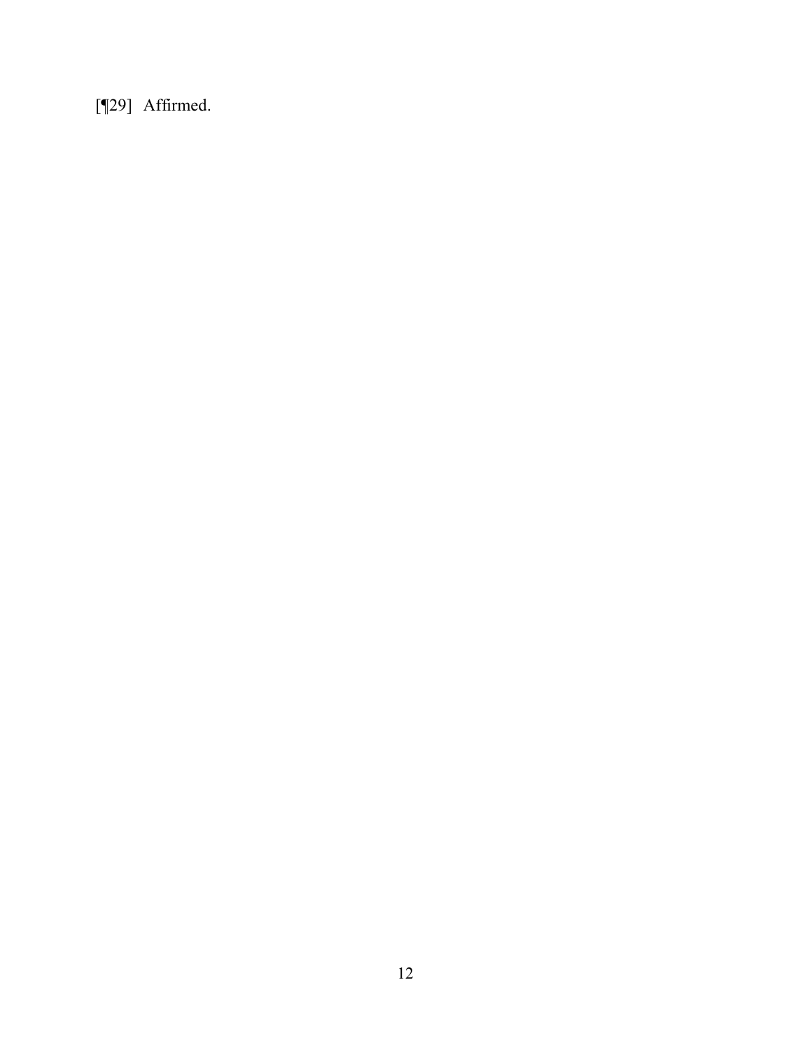[¶29] Affirmed.